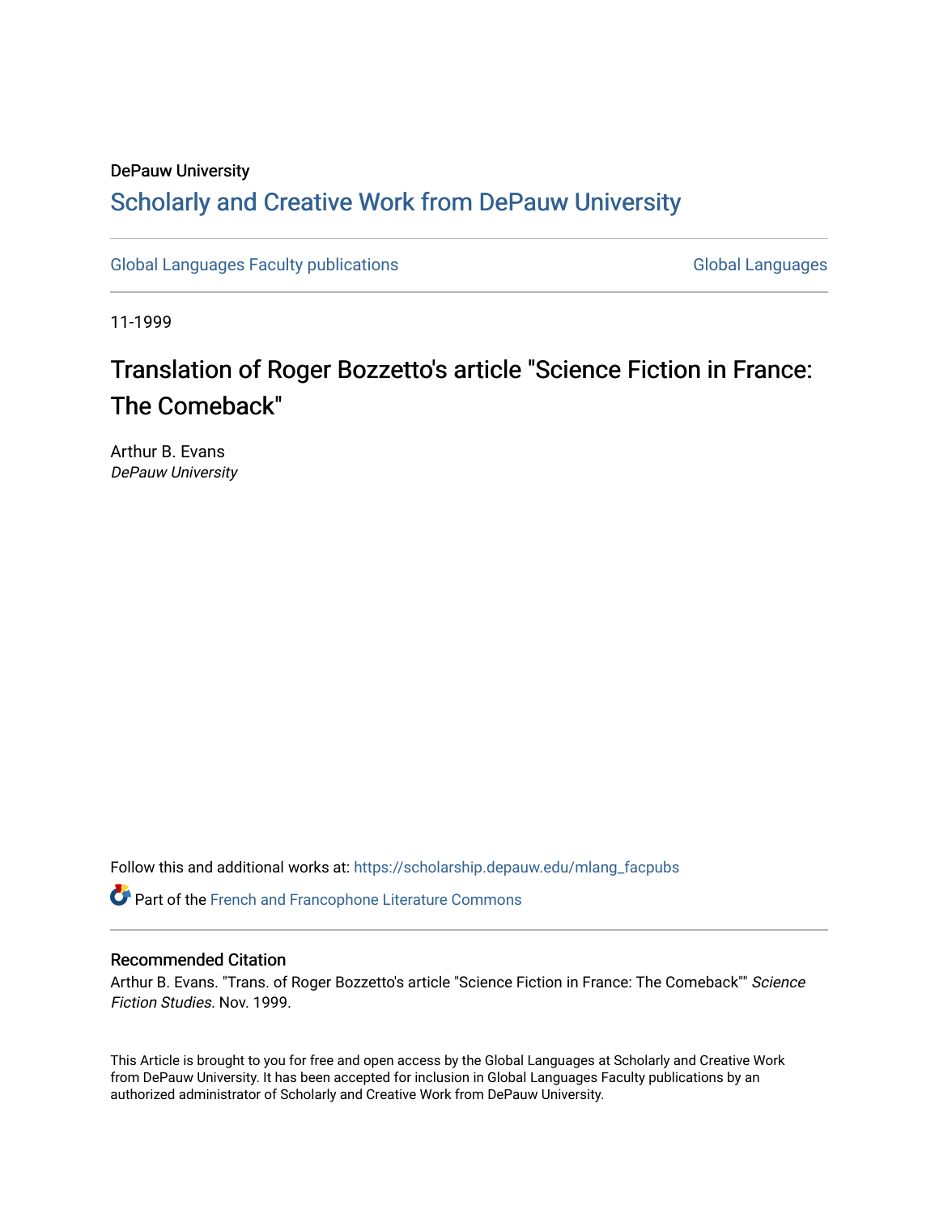DePauw University

## Scholarly and Creative Work from DePauw University

Global Languages Faculty publications | Global Languages

11-1999

# Translation of Roger Bozzetto's article "Science Fiction in France: The Comeback"

Arthur B. Evans
*DePauw University*

Follow this and additional works at: https://scholarship.depauw.edu/mlang_facpubs

Part of the French and Francophone Literature Commons

### Recommended Citation

Arthur B. Evans. "Trans. of Roger Bozzetto's article "Science Fiction in France: The Comeback"" *Science Fiction Studies*. Nov. 1999.

This Article is brought to you for free and open access by the Global Languages at Scholarly and Creative Work from DePauw University. It has been accepted for inclusion in Global Languages Faculty publications by an authorized administrator of Scholarly and Creative Work from DePauw University.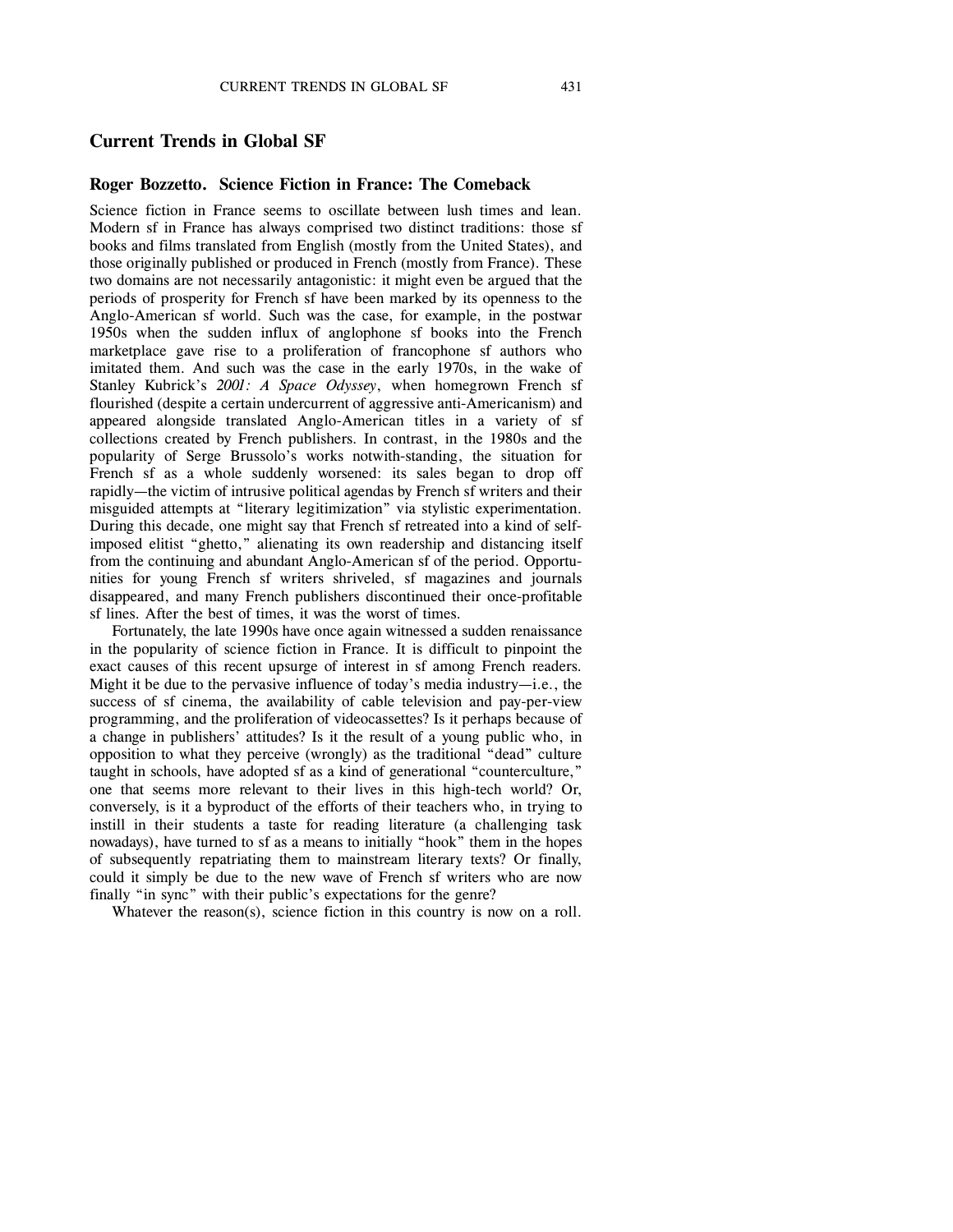# Current Trends in Global SF

## Roger Bozzetto. Science Fiction in France: The Comeback

Science fiction in France seems to oscillate between lush times and lean. Modern sf in France has always comprised two distinct traditions: those sf books and films translated from English (mostly from the United States), and those originally published or produced in French (mostly from France). These two domains are not necessarily antagonistic: it might even be argued that the periods of prosperity for French sf have been marked by its openness to the Anglo-American sf world. Such was the case, for example, in the postwar 1950s when the sudden influx of anglophone sf books into the French marketplace gave rise to a proliferation of francophone sf authors who imitated them. And such was the case in the early 1970s, in the wake of Stanley Kubrick's *2001: A Space Odyssey*, when homegrown French sf flourished (despite a certain undercurrent of aggressive anti-Americanism) and appeared alongside translated Anglo-American titles in a variety of sf collections created by French publishers. In contrast, in the 1980s and the popularity of Serge Brussolo's works notwith-standing, the situation for French sf as a whole suddenly worsened: its sales began to drop off rapidly—the victim of intrusive political agendas by French sf writers and their misguided attempts at "literary legitimization" via stylistic experimentation. During this decade, one might say that French sf retreated into a kind of self-imposed elitist "ghetto," alienating its own readership and distancing itself from the continuing and abundant Anglo-American sf of the period. Opportunities for young French sf writers shriveled, sf magazines and journals disappeared, and many French publishers discontinued their once-profitable sf lines. After the best of times, it was the worst of times.

Fortunately, the late 1990s have once again witnessed a sudden renaissance in the popularity of science fiction in France. It is difficult to pinpoint the exact causes of this recent upsurge of interest in sf among French readers. Might it be due to the pervasive influence of today's media industry—i.e., the success of sf cinema, the availability of cable television and pay-per-view programming, and the proliferation of videocassettes? Is it perhaps because of a change in publishers' attitudes? Is it the result of a young public who, in opposition to what they perceive (wrongly) as the traditional "dead" culture taught in schools, have adopted sf as a kind of generational "counterculture," one that seems more relevant to their lives in this high-tech world? Or, conversely, is it a byproduct of the efforts of their teachers who, in trying to instill in their students a taste for reading literature (a challenging task nowadays), have turned to sf as a means to initially "hook" them in the hopes of subsequently repatriating them to mainstream literary texts? Or finally, could it simply be due to the new wave of French sf writers who are now finally "in sync" with their public's expectations for the genre?

Whatever the reason(s), science fiction in this country is now on a roll.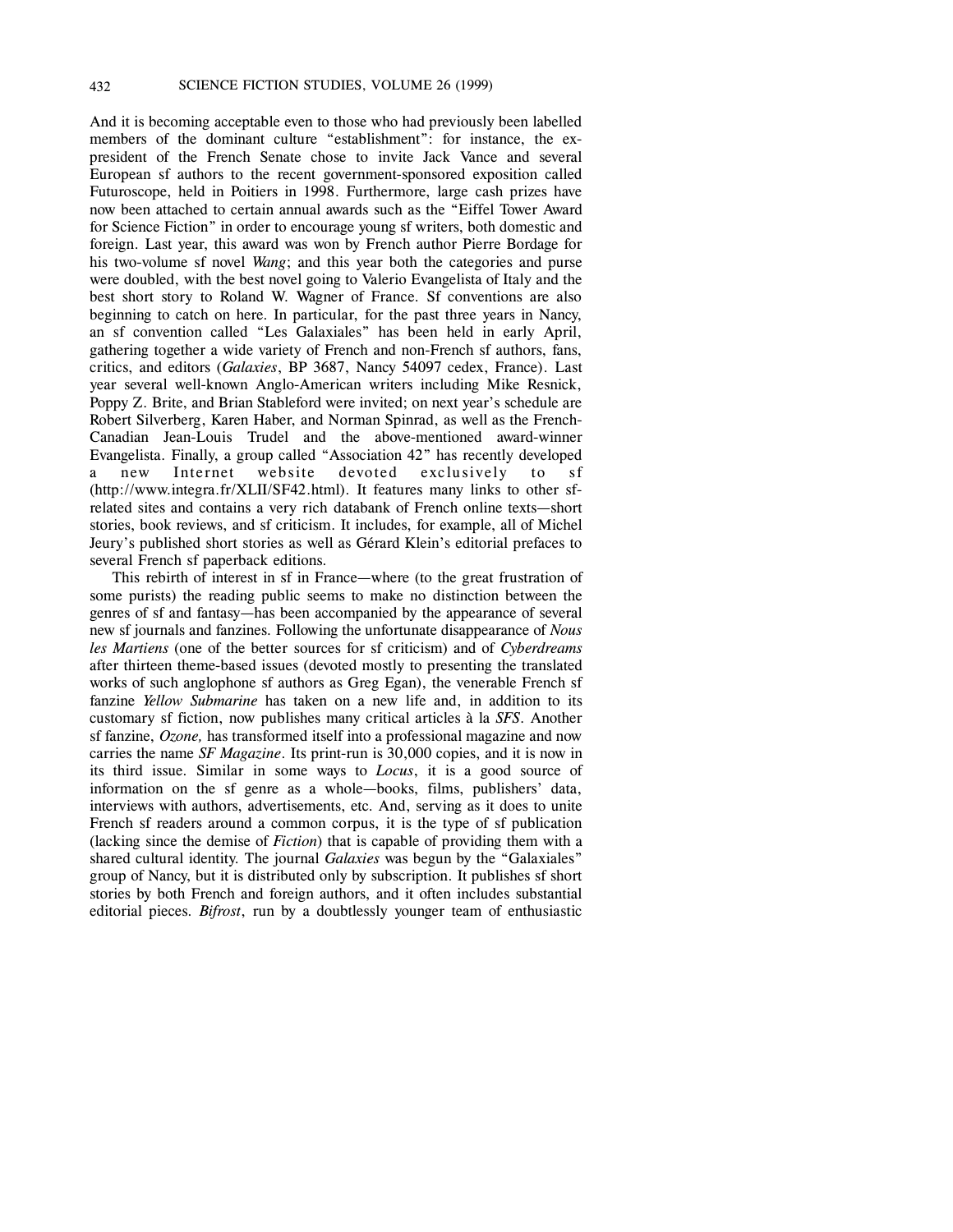And it is becoming acceptable even to those who had previously been labelled members of the dominant culture "establishment": for instance, the ex-president of the French Senate chose to invite Jack Vance and several European sf authors to the recent government-sponsored exposition called Futuroscope, held in Poitiers in 1998. Furthermore, large cash prizes have now been attached to certain annual awards such as the "Eiffel Tower Award for Science Fiction" in order to encourage young sf writers, both domestic and foreign. Last year, this award was won by French author Pierre Bordage for his two-volume sf novel *Wang*; and this year both the categories and purse were doubled, with the best novel going to Valerio Evangelista of Italy and the best short story to Roland W. Wagner of France. Sf conventions are also beginning to catch on here. In particular, for the past three years in Nancy, an sf convention called "Les Galaxiales" has been held in early April, gathering together a wide variety of French and non-French sf authors, fans, critics, and editors (*Galaxies*, BP 3687, Nancy 54097 cedex, France). Last year several well-known Anglo-American writers including Mike Resnick, Poppy Z. Brite, and Brian Stableford were invited; on next year's schedule are Robert Silverberg, Karen Haber, and Norman Spinrad, as well as the French-Canadian Jean-Louis Trudel and the above-mentioned award-winner Evangelista. Finally, a group called "Association 42" has recently developed a new Internet website devoted exclusively to sf (http://www.integra.fr/XLII/SF42.html). It features many links to other sf-related sites and contains a very rich databank of French online texts—short stories, book reviews, and sf criticism. It includes, for example, all of Michel Jeury's published short stories as well as Gérard Klein's editorial prefaces to several French sf paperback editions.

This rebirth of interest in sf in France—where (to the great frustration of some purists) the reading public seems to make no distinction between the genres of sf and fantasy—has been accompanied by the appearance of several new sf journals and fanzines. Following the unfortunate disappearance of *Nous les Martiens* (one of the better sources for sf criticism) and of *Cyberdreams* after thirteen theme-based issues (devoted mostly to presenting the translated works of such anglophone sf authors as Greg Egan), the venerable French sf fanzine *Yellow Submarine* has taken on a new life and, in addition to its customary sf fiction, now publishes many critical articles à la *SFS*. Another sf fanzine, *Ozone,* has transformed itself into a professional magazine and now carries the name *SF Magazine*. Its print-run is 30,000 copies, and it is now in its third issue. Similar in some ways to *Locus*, it is a good source of information on the sf genre as a whole—books, films, publishers' data, interviews with authors, advertisements, etc. And, serving as it does to unite French sf readers around a common corpus, it is the type of sf publication (lacking since the demise of *Fiction*) that is capable of providing them with a shared cultural identity. The journal *Galaxies* was begun by the "Galaxiales" group of Nancy, but it is distributed only by subscription. It publishes sf short stories by both French and foreign authors, and it often includes substantial editorial pieces. *Bifrost*, run by a doubtlessly younger team of enthusiastic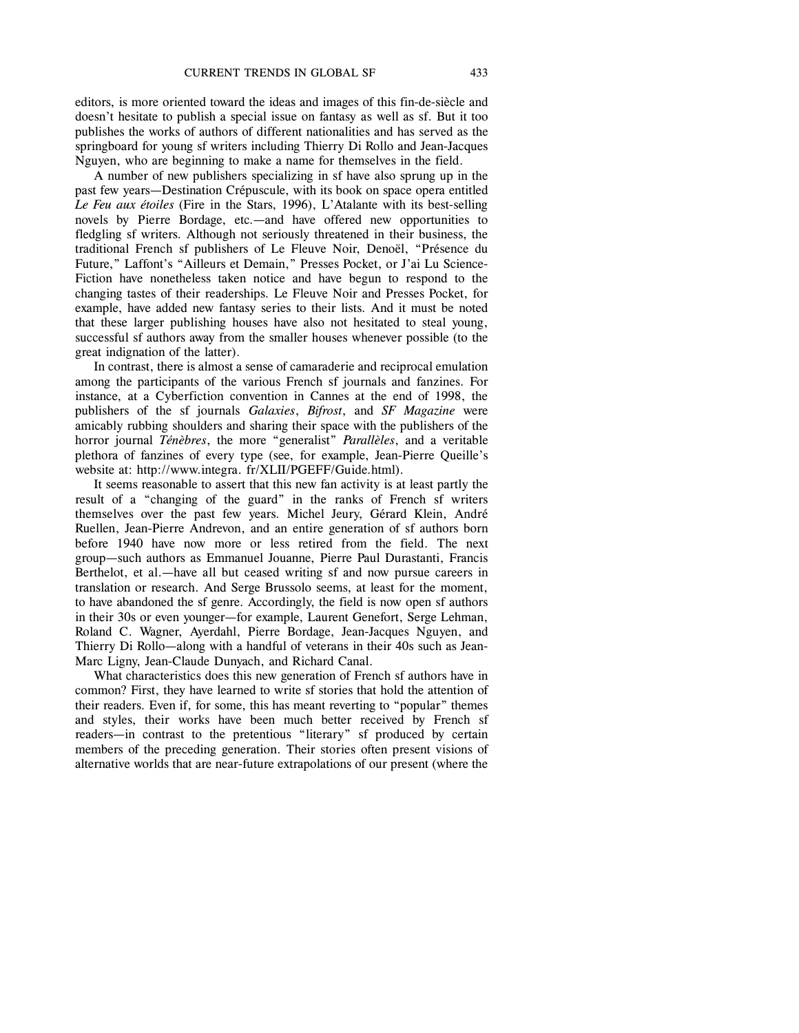editors, is more oriented toward the ideas and images of this fin-de-siècle and doesn't hesitate to publish a special issue on fantasy as well as sf. But it too publishes the works of authors of different nationalities and has served as the springboard for young sf writers including Thierry Di Rollo and Jean-Jacques Nguyen, who are beginning to make a name for themselves in the field.

A number of new publishers specializing in sf have also sprung up in the past few years—Destination Crépuscule, with its book on space opera entitled *Le Feu aux étoiles* (Fire in the Stars, 1996), L'Atalante with its best-selling novels by Pierre Bordage, etc.—and have offered new opportunities to fledgling sf writers. Although not seriously threatened in their business, the traditional French sf publishers of Le Fleuve Noir, Denoël, "Présence du Future," Laffont's "Ailleurs et Demain," Presses Pocket, or J'ai Lu Science-Fiction have nonetheless taken notice and have begun to respond to the changing tastes of their readerships. Le Fleuve Noir and Presses Pocket, for example, have added new fantasy series to their lists. And it must be noted that these larger publishing houses have also not hesitated to steal young, successful sf authors away from the smaller houses whenever possible (to the great indignation of the latter).

In contrast, there is almost a sense of camaraderie and reciprocal emulation among the participants of the various French sf journals and fanzines. For instance, at a Cyberfiction convention in Cannes at the end of 1998, the publishers of the sf journals *Galaxies*, *Bifrost*, and *SF Magazine* were amicably rubbing shoulders and sharing their space with the publishers of the horror journal *Ténèbres*, the more "generalist" *Parallèles*, and a veritable plethora of fanzines of every type (see, for example, Jean-Pierre Queille's website at: http://www.integra. fr/XLII/PGEFF/Guide.html).

It seems reasonable to assert that this new fan activity is at least partly the result of a "changing of the guard" in the ranks of French sf writers themselves over the past few years. Michel Jeury, Gérard Klein, André Ruellen, Jean-Pierre Andrevon, and an entire generation of sf authors born before 1940 have now more or less retired from the field. The next group—such authors as Emmanuel Jouanne, Pierre Paul Durastanti, Francis Berthelot, et al.—have all but ceased writing sf and now pursue careers in translation or research. And Serge Brussolo seems, at least for the moment, to have abandoned the sf genre. Accordingly, the field is now open sf authors in their 30s or even younger—for example, Laurent Genefort, Serge Lehman, Roland C. Wagner, Ayerdahl, Pierre Bordage, Jean-Jacques Nguyen, and Thierry Di Rollo—along with a handful of veterans in their 40s such as Jean-Marc Ligny, Jean-Claude Dunyach, and Richard Canal.

What characteristics does this new generation of French sf authors have in common? First, they have learned to write sf stories that hold the attention of their readers. Even if, for some, this has meant reverting to "popular" themes and styles, their works have been much better received by French sf readers—in contrast to the pretentious "literary" sf produced by certain members of the preceding generation. Their stories often present visions of alternative worlds that are near-future extrapolations of our present (where the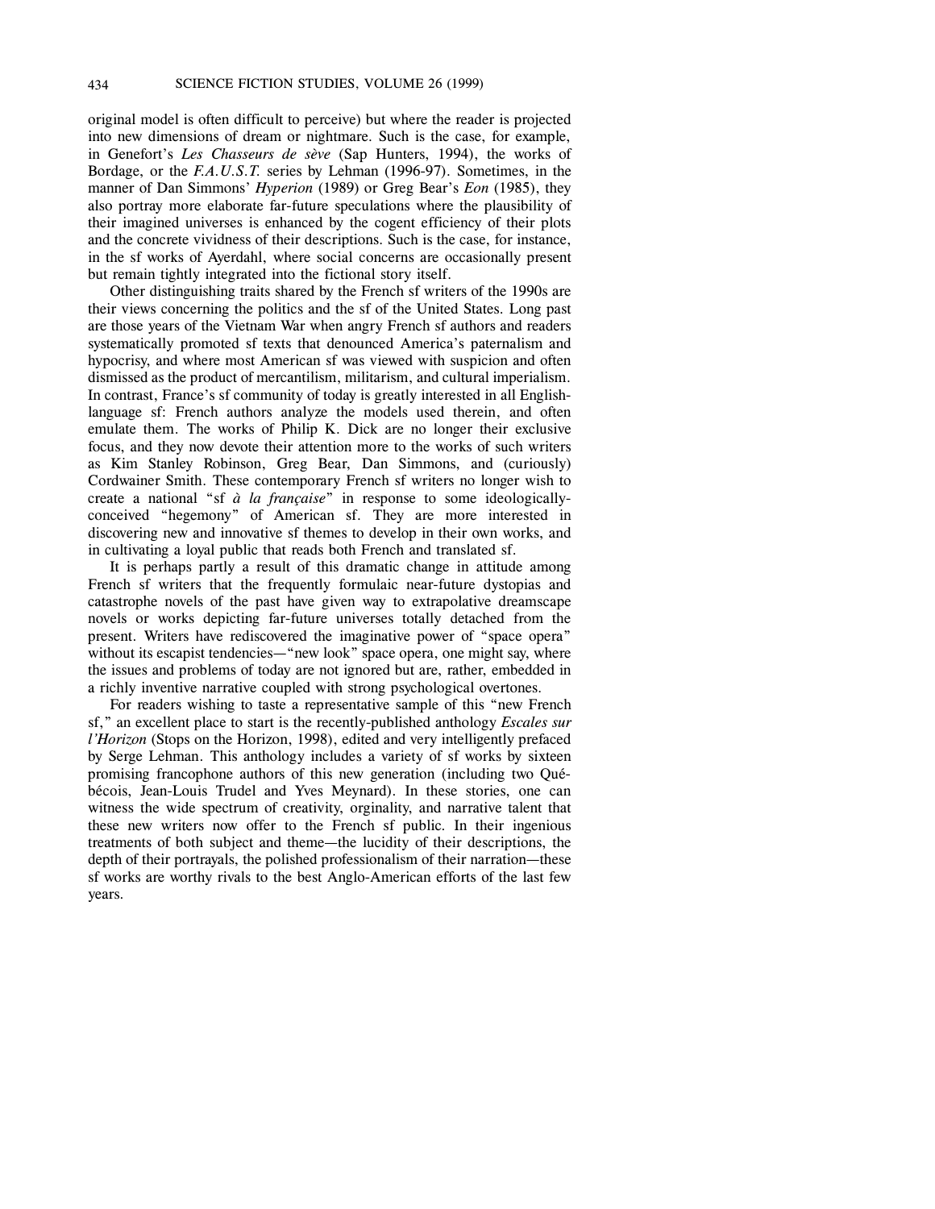original model is often difficult to perceive) but where the reader is projected into new dimensions of dream or nightmare. Such is the case, for example, in Genefort's *Les Chasseurs de sève* (Sap Hunters, 1994), the works of Bordage, or the *F.A.U.S.T.* series by Lehman (1996-97). Sometimes, in the manner of Dan Simmons' *Hyperion* (1989) or Greg Bear's *Eon* (1985), they also portray more elaborate far-future speculations where the plausibility of their imagined universes is enhanced by the cogent efficiency of their plots and the concrete vividness of their descriptions. Such is the case, for instance, in the sf works of Ayerdahl, where social concerns are occasionally present but remain tightly integrated into the fictional story itself.

Other distinguishing traits shared by the French sf writers of the 1990s are their views concerning the politics and the sf of the United States. Long past are those years of the Vietnam War when angry French sf authors and readers systematically promoted sf texts that denounced America's paternalism and hypocrisy, and where most American sf was viewed with suspicion and often dismissed as the product of mercantilism, militarism, and cultural imperialism. In contrast, France's sf community of today is greatly interested in all English-language sf: French authors analyze the models used therein, and often emulate them. The works of Philip K. Dick are no longer their exclusive focus, and they now devote their attention more to the works of such writers as Kim Stanley Robinson, Greg Bear, Dan Simmons, and (curiously) Cordwainer Smith. These contemporary French sf writers no longer wish to create a national "sf *à la française*" in response to some ideologically-conceived "hegemony" of American sf. They are more interested in discovering new and innovative sf themes to develop in their own works, and in cultivating a loyal public that reads both French and translated sf.

It is perhaps partly a result of this dramatic change in attitude among French sf writers that the frequently formulaic near-future dystopias and catastrophe novels of the past have given way to extrapolative dreamscape novels or works depicting far-future universes totally detached from the present. Writers have rediscovered the imaginative power of "space opera" without its escapist tendencies—"new look" space opera, one might say, where the issues and problems of today are not ignored but are, rather, embedded in a richly inventive narrative coupled with strong psychological overtones.

For readers wishing to taste a representative sample of this "new French sf," an excellent place to start is the recently-published anthology *Escales sur l'Horizon* (Stops on the Horizon, 1998), edited and very intelligently prefaced by Serge Lehman. This anthology includes a variety of sf works by sixteen promising francophone authors of this new generation (including two Québécois, Jean-Louis Trudel and Yves Meynard). In these stories, one can witness the wide spectrum of creativity, orginality, and narrative talent that these new writers now offer to the French sf public. In their ingenious treatments of both subject and theme—the lucidity of their descriptions, the depth of their portrayals, the polished professionalism of their narration—these sf works are worthy rivals to the best Anglo-American efforts of the last few years.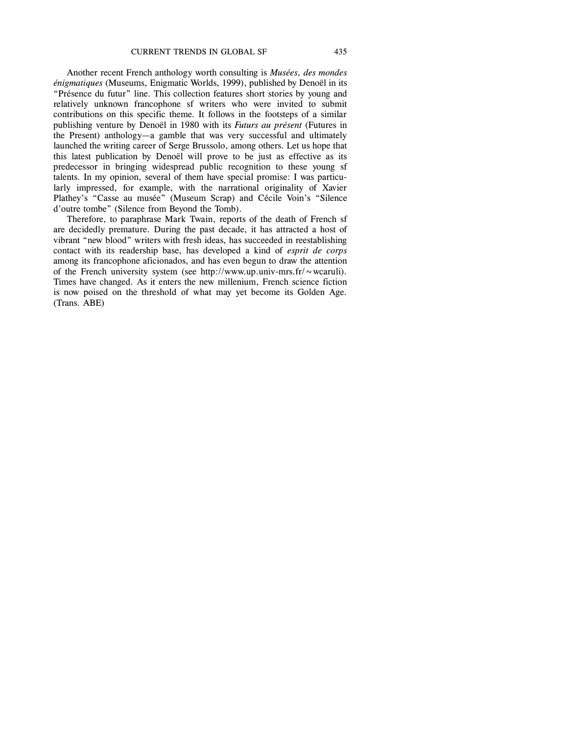Another recent French anthology worth consulting is *Musées, des mondes énigmatiques* (Museums, Enigmatic Worlds, 1999), published by Denoël in its "Présence du futur" line. This collection features short stories by young and relatively unknown francophone sf writers who were invited to submit contributions on this specific theme. It follows in the footsteps of a similar publishing venture by Denoël in 1980 with its *Futurs au présent* (Futures in the Present) anthology—a gamble that was very successful and ultimately launched the writing career of Serge Brussolo, among others. Let us hope that this latest publication by Denoël will prove to be just as effective as its predecessor in bringing widespread public recognition to these young sf talents. In my opinion, several of them have special promise: I was particularly impressed, for example, with the narrational originality of Xavier Plathey's "Casse au musée" (Museum Scrap) and Cécile Voin's "Silence d'outre tombe" (Silence from Beyond the Tomb).

Therefore, to paraphrase Mark Twain, reports of the death of French sf are decidedly premature. During the past decade, it has attracted a host of vibrant "new blood" writers with fresh ideas, has succeeded in reestablishing contact with its readership base, has developed a kind of *esprit de corps* among its francophone aficionados, and has even begun to draw the attention of the French university system (see http://www.up.univ-mrs.fr/~wcaruli). Times have changed. As it enters the new millenium, French science fiction is now poised on the threshold of what may yet become its Golden Age. (Trans. ABE)